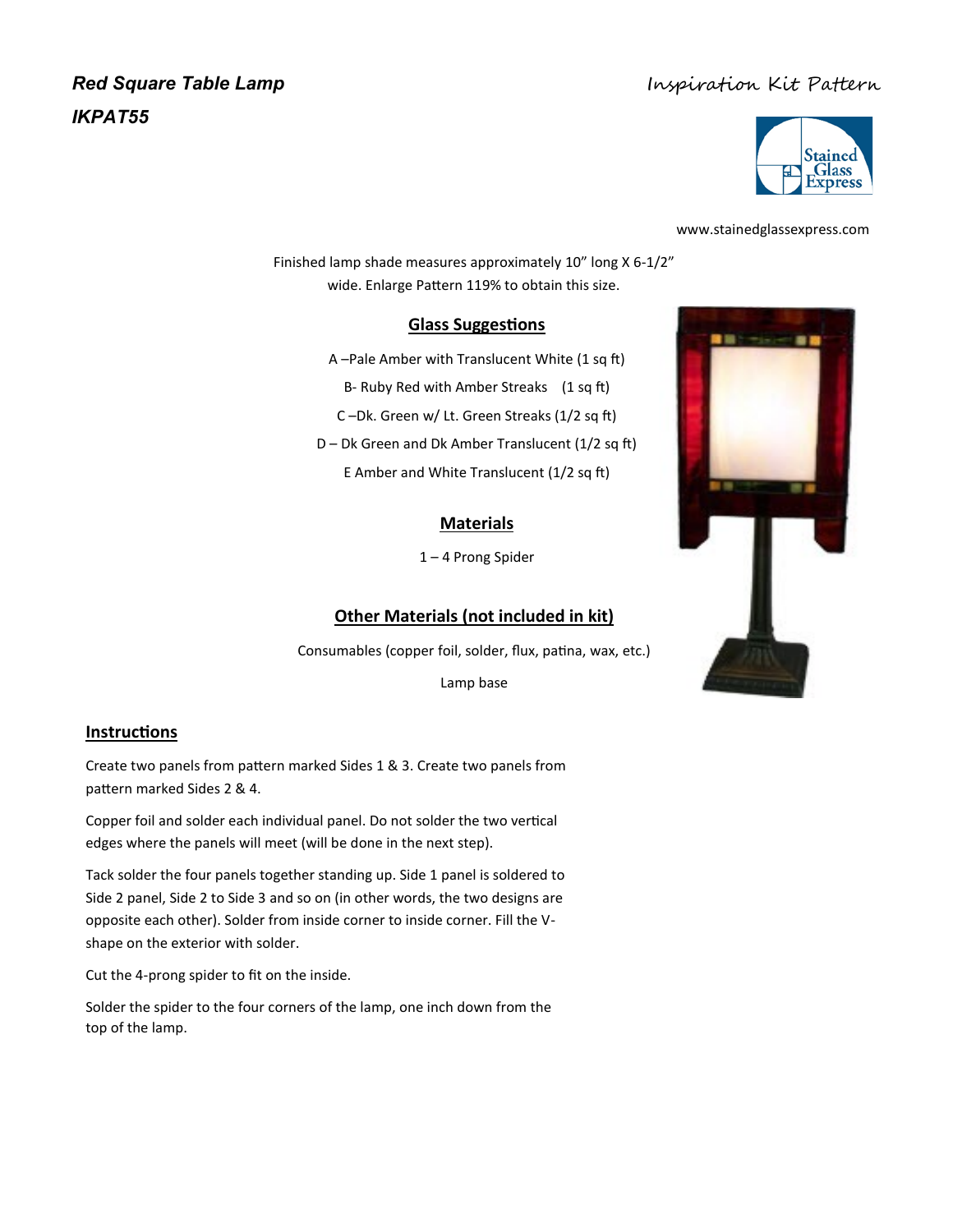# *Red Square Table Lamp*
# *IKPAT55*

Inspiration Kit Pattern

Stained Glass Express

www.stainedglassexpress.com

Finished lamp shade measures approximately 10” long X 6-1/2” wide. Enlarge Pattern 119% to obtain this size.

## Glass Suggestions

A –Pale Amber with Translucent White (1 sq ft)

B- Ruby Red with Amber Streaks (1 sq ft)

C –Dk. Green w/ Lt. Green Streaks (1/2 sq ft)

D – Dk Green and Dk Amber Translucent (1/2 sq ft)

E Amber and White Translucent (1/2 sq ft)

## Materials

1 – 4 Prong Spider

## Other Materials (not included in kit)

Consumables (copper foil, solder, flux, patina, wax, etc.)

Lamp base

## Instructions

Create two panels from pattern marked Sides 1 & 3. Create two panels from pattern marked Sides 2 & 4.

Copper foil and solder each individual panel. Do not solder the two vertical edges where the panels will meet (will be done in the next step).

Tack solder the four panels together standing up. Side 1 panel is soldered to Side 2 panel, Side 2 to Side 3 and so on (in other words, the two designs are opposite each other). Solder from inside corner to inside corner. Fill the V-shape on the exterior with solder.

Cut the 4-prong spider to fit on the inside.

Solder the spider to the four corners of the lamp, one inch down from the top of the lamp.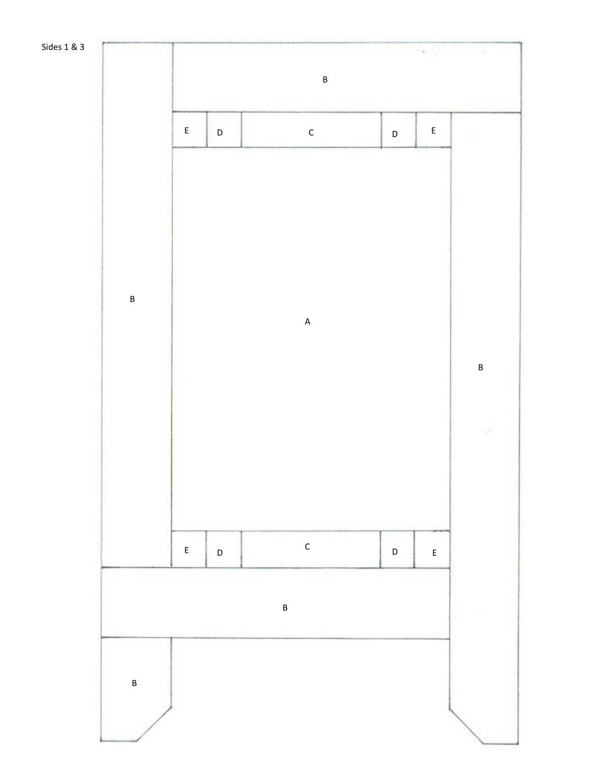Sides 1 & 3

B

E D C D E

B

A

B

E D C D E

B

B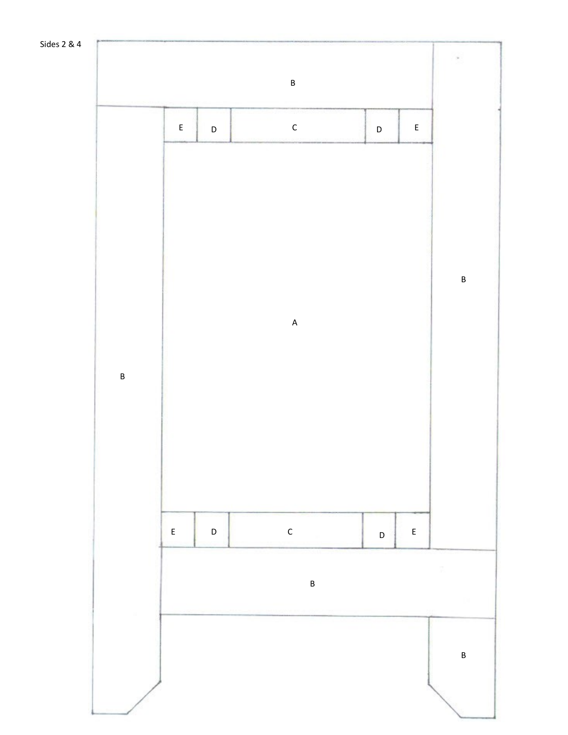Sides 2 & 4

B

E D C D E

B

A

B

E D C D E

B

B